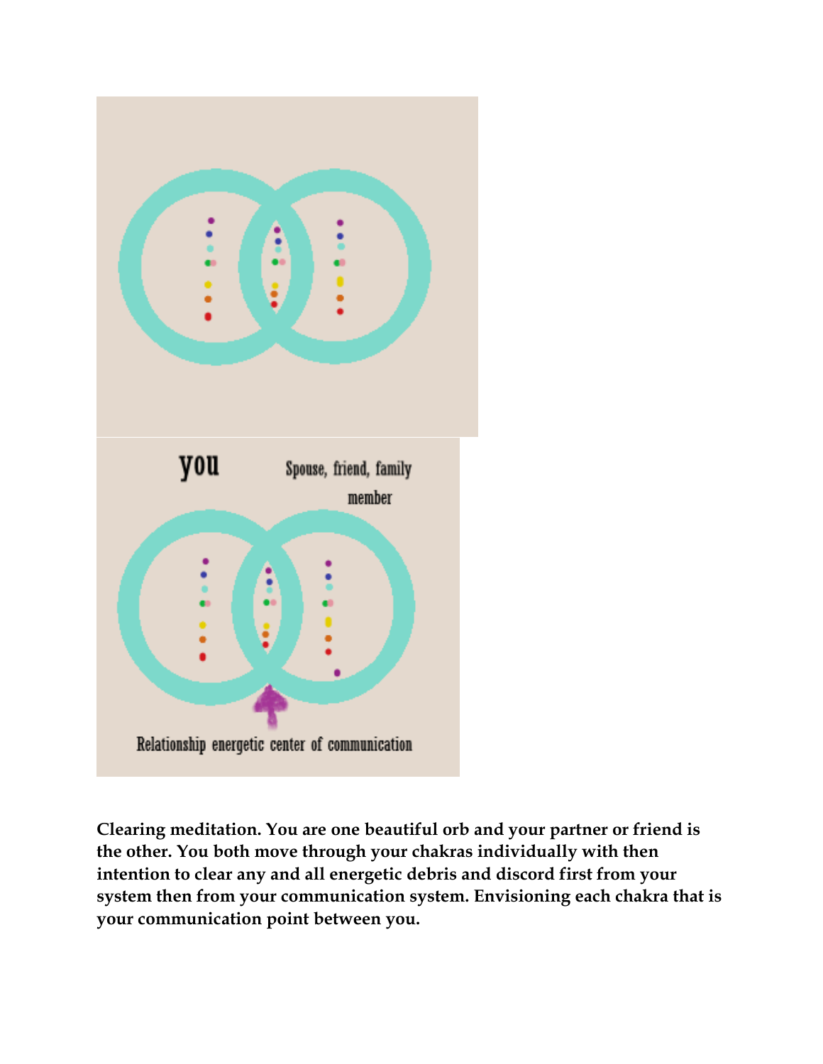you

Spouse, friend, family member

Relationship energetic center of communication

**Clearing meditation. You are one beautiful orb and your partner or friend is the other. You both move through your chakras individually with then intention to clear any and all energetic debris and discord first from your system then from your communication system. Envisioning each chakra that is your communication point between you.**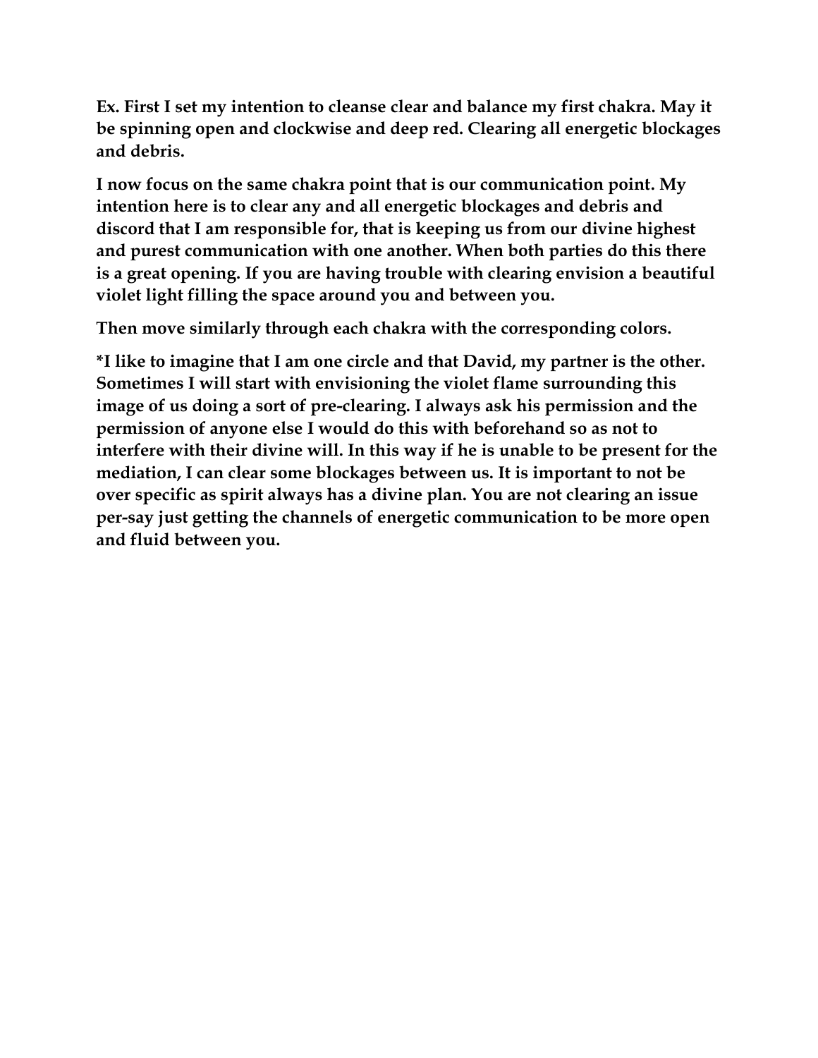**Ex. First I set my intention to cleanse clear and balance my first chakra. May it be spinning open and clockwise and deep red. Clearing all energetic blockages and debris.**

**I now focus on the same chakra point that is our communication point. My intention here is to clear any and all energetic blockages and debris and discord that I am responsible for, that is keeping us from our divine highest and purest communication with one another. When both parties do this there is a great opening. If you are having trouble with clearing envision a beautiful violet light filling the space around you and between you.**

**Then move similarly through each chakra with the corresponding colors.**

**\*I like to imagine that I am one circle and that David, my partner is the other. Sometimes I will start with envisioning the violet flame surrounding this image of us doing a sort of pre-clearing. I always ask his permission and the permission of anyone else I would do this with beforehand so as not to interfere with their divine will. In this way if he is unable to be present for the mediation, I can clear some blockages between us. It is important to not be over specific as spirit always has a divine plan. You are not clearing an issue per-say just getting the channels of energetic communication to be more open and fluid between you.**